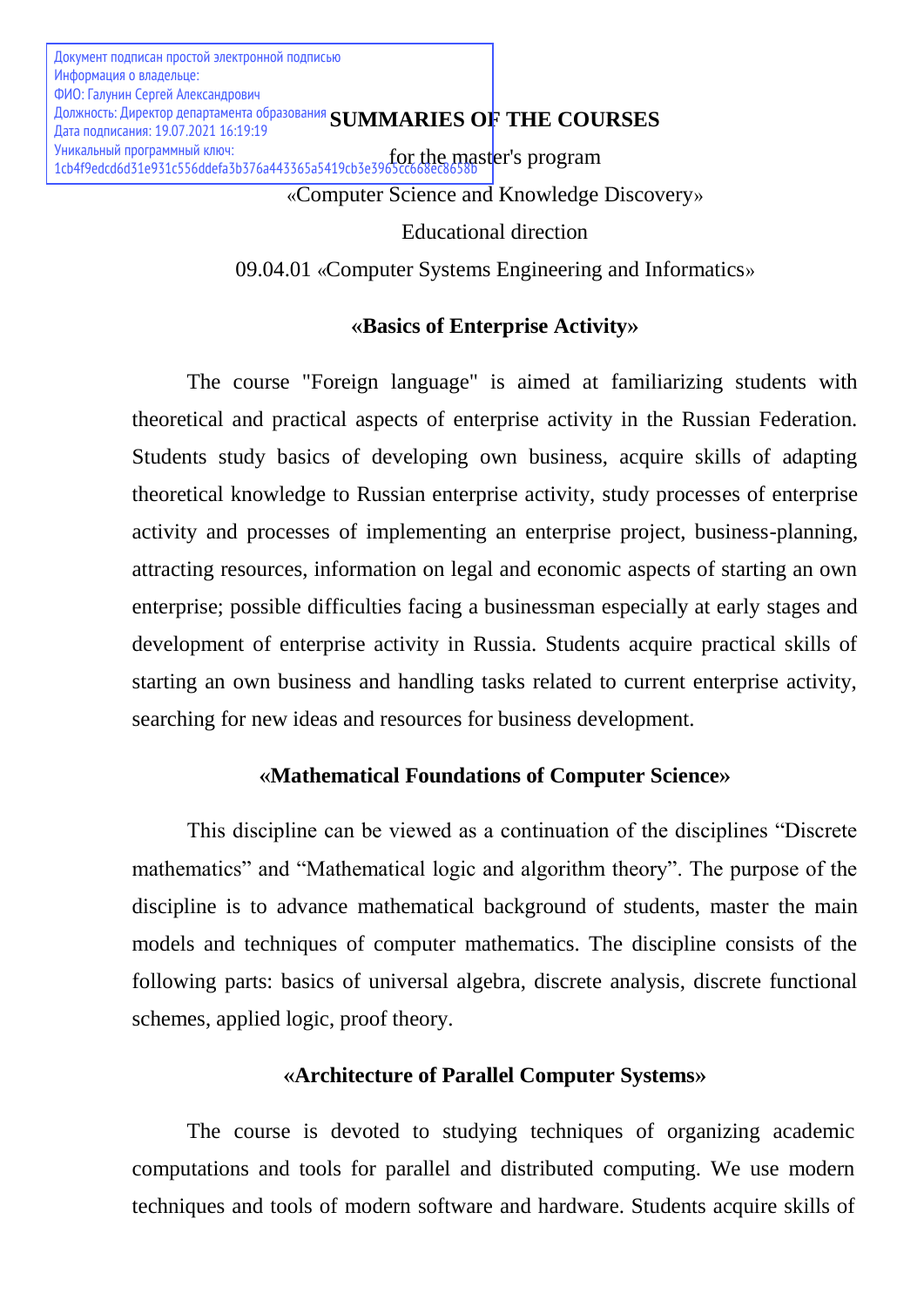Документ подписан простой электронной подписью
Информация о владельце:
ФИО: Галунин Сергей Александрович
Должность: Директор департамента образования
Дата подписания: 19.07.2021 16:19:19
Уникальный программный ключ:
1cb4f9edcd6d31e931c556ddefa3b376a443365a5419cb3e3965cc668ec8658b

# SUMMARIES OF THE COURSES

for the master's program

«Computer Science and Knowledge Discovery»

Educational direction

09.04.01 «Computer Systems Engineering and Informatics»

## «Basics of Enterprise Activity»

The course "Foreign language" is aimed at familiarizing students with theoretical and practical aspects of enterprise activity in the Russian Federation. Students study basics of developing own business, acquire skills of adapting theoretical knowledge to Russian enterprise activity, study processes of enterprise activity and processes of implementing an enterprise project, business-planning, attracting resources, information on legal and economic aspects of starting an own enterprise; possible difficulties facing a businessman especially at early stages and development of enterprise activity in Russia. Students acquire practical skills of starting an own business and handling tasks related to current enterprise activity, searching for new ideas and resources for business development.

## «Mathematical Foundations of Computer Science»

This discipline can be viewed as a continuation of the disciplines “Discrete mathematics” and “Mathematical logic and algorithm theory”. The purpose of the discipline is to advance mathematical background of students, master the main models and techniques of computer mathematics. The discipline consists of the following parts: basics of universal algebra, discrete analysis, discrete functional schemes, applied logic, proof theory.

## «Architecture of Parallel Computer Systems»

The course is devoted to studying techniques of organizing academic computations and tools for parallel and distributed computing. We use modern techniques and tools of modern software and hardware. Students acquire skills of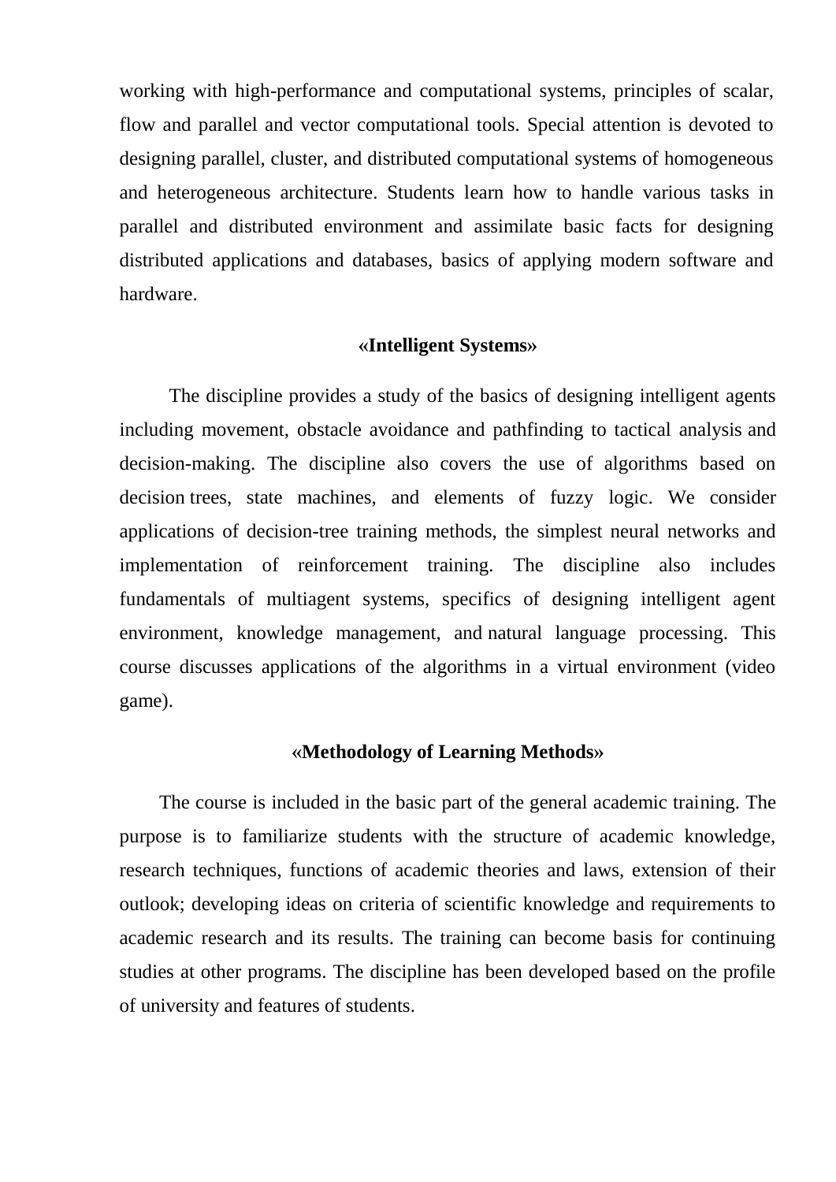working with high-performance and computational systems, principles of scalar, flow and parallel and vector computational tools. Special attention is devoted to designing parallel, cluster, and distributed computational systems of homogeneous and heterogeneous architecture. Students learn how to handle various tasks in parallel and distributed environment and assimilate basic facts for designing distributed applications and databases, basics of applying modern software and hardware.

### «Intelligent Systems»

The discipline provides a study of the basics of designing intelligent agents including movement, obstacle avoidance and pathfinding to tactical analysis and decision-making. The discipline also covers the use of algorithms based on decision trees, state machines, and elements of fuzzy logic. We consider applications of decision-tree training methods, the simplest neural networks and implementation of reinforcement training. The discipline also includes fundamentals of multiagent systems, specifics of designing intelligent agent environment, knowledge management, and natural language processing. This course discusses applications of the algorithms in a virtual environment (video game).

### «Methodology of Learning Methods»

The course is included in the basic part of the general academic training. The purpose is to familiarize students with the structure of academic knowledge, research techniques, functions of academic theories and laws, extension of their outlook; developing ideas on criteria of scientific knowledge and requirements to academic research and its results. The training can become basis for continuing studies at other programs. The discipline has been developed based on the profile of university and features of students.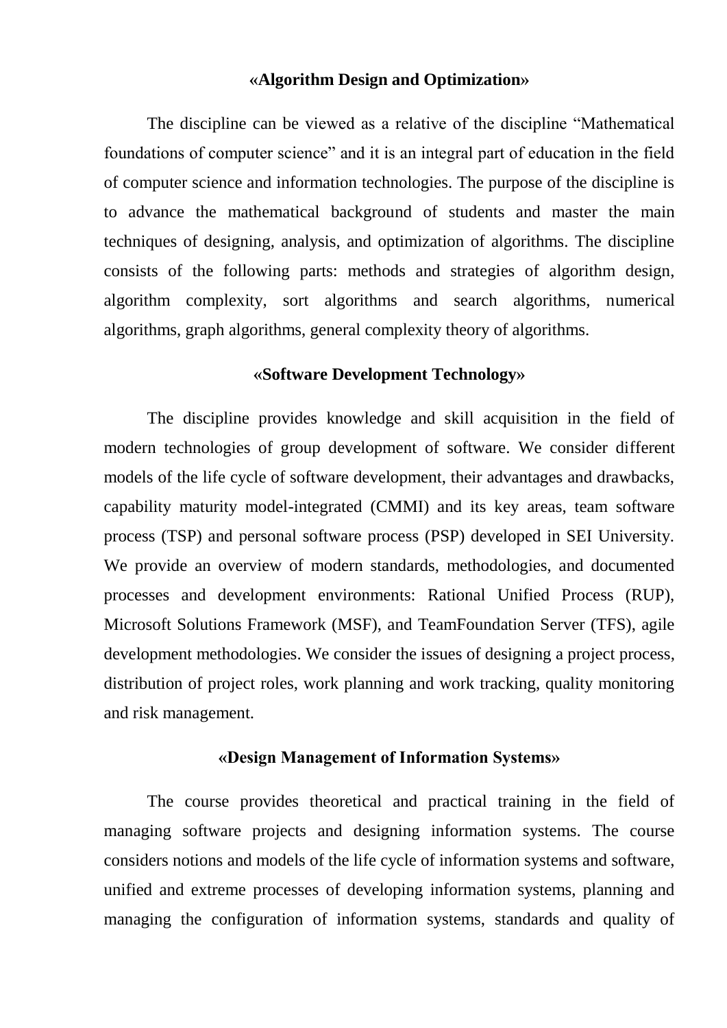## «Algorithm Design and Optimization»

The discipline can be viewed as a relative of the discipline "Mathematical foundations of computer science" and it is an integral part of education in the field of computer science and information technologies. The purpose of the discipline is to advance the mathematical background of students and master the main techniques of designing, analysis, and optimization of algorithms. The discipline consists of the following parts: methods and strategies of algorithm design, algorithm complexity, sort algorithms and search algorithms, numerical algorithms, graph algorithms, general complexity theory of algorithms.

## «Software Development Technology»

The discipline provides knowledge and skill acquisition in the field of modern technologies of group development of software. We consider different models of the life cycle of software development, their advantages and drawbacks, capability maturity model-integrated (CMMI) and its key areas, team software process (TSP) and personal software process (PSP) developed in SEI University. We provide an overview of modern standards, methodologies, and documented processes and development environments: Rational Unified Process (RUP), Microsoft Solutions Framework (MSF), and TeamFoundation Server (TFS), agile development methodologies. We consider the issues of designing a project process, distribution of project roles, work planning and work tracking, quality monitoring and risk management.

## «Design Management of Information Systems»

The course provides theoretical and practical training in the field of managing software projects and designing information systems. The course considers notions and models of the life cycle of information systems and software, unified and extreme processes of developing information systems, planning and managing the configuration of information systems, standards and quality of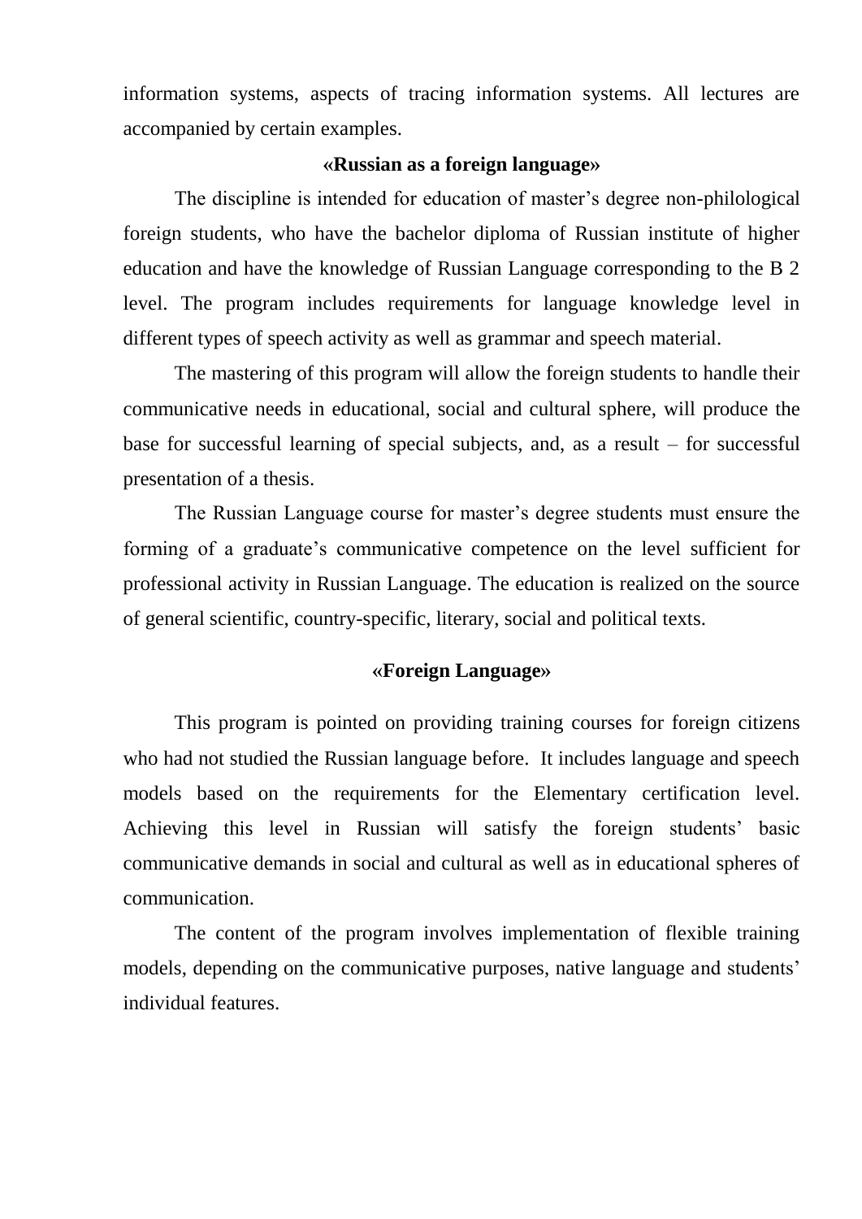information systems, aspects of tracing information systems. All lectures are accompanied by certain examples.

### «Russian as a foreign language»

The discipline is intended for education of master's degree non-philological foreign students, who have the bachelor diploma of Russian institute of higher education and have the knowledge of Russian Language corresponding to the B 2 level. The program includes requirements for language knowledge level in different types of speech activity as well as grammar and speech material.

The mastering of this program will allow the foreign students to handle their communicative needs in educational, social and cultural sphere, will produce the base for successful learning of special subjects, and, as a result – for successful presentation of a thesis.

The Russian Language course for master's degree students must ensure the forming of a graduate's communicative competence on the level sufficient for professional activity in Russian Language. The education is realized on the source of general scientific, country-specific, literary, social and political texts.

### «Foreign Language»

This program is pointed on providing training courses for foreign citizens who had not studied the Russian language before. It includes language and speech models based on the requirements for the Elementary certification level. Achieving this level in Russian will satisfy the foreign students' basic communicative demands in social and cultural as well as in educational spheres of communication.

The content of the program involves implementation of flexible training models, depending on the communicative purposes, native language and students' individual features.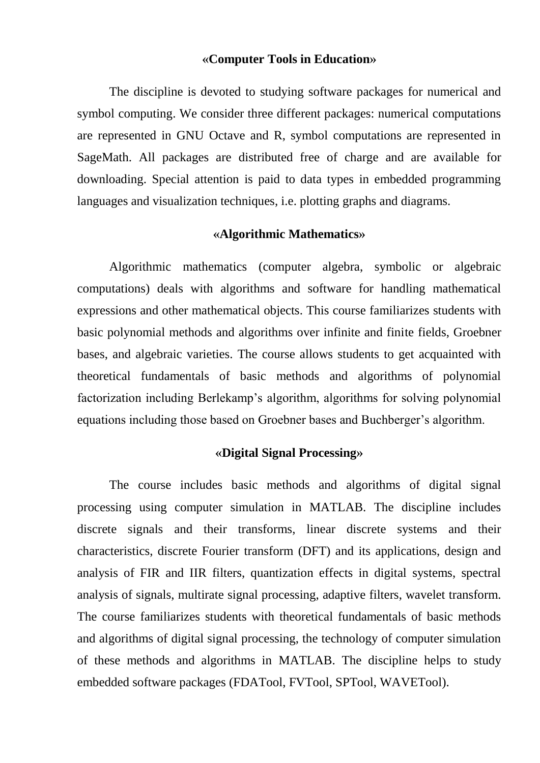## «Computer Tools in Education»

The discipline is devoted to studying software packages for numerical and symbol computing. We consider three different packages: numerical computations are represented in GNU Octave and R, symbol computations are represented in SageMath. All packages are distributed free of charge and are available for downloading. Special attention is paid to data types in embedded programming languages and visualization techniques, i.e. plotting graphs and diagrams.

## «Algorithmic Mathematics»

Algorithmic mathematics (computer algebra, symbolic or algebraic computations) deals with algorithms and software for handling mathematical expressions and other mathematical objects. This course familiarizes students with basic polynomial methods and algorithms over infinite and finite fields, Groebner bases, and algebraic varieties. The course allows students to get acquainted with theoretical fundamentals of basic methods and algorithms of polynomial factorization including Berlekamp's algorithm, algorithms for solving polynomial equations including those based on Groebner bases and Buchberger's algorithm.

## «Digital Signal Processing»

The course includes basic methods and algorithms of digital signal processing using computer simulation in MATLAB. The discipline includes discrete signals and their transforms, linear discrete systems and their characteristics, discrete Fourier transform (DFT) and its applications, design and analysis of FIR and IIR filters, quantization effects in digital systems, spectral analysis of signals, multirate signal processing, adaptive filters, wavelet transform. The course familiarizes students with theoretical fundamentals of basic methods and algorithms of digital signal processing, the technology of computer simulation of these methods and algorithms in MATLAB. The discipline helps to study embedded software packages (FDATool, FVTool, SPTool, WAVETool).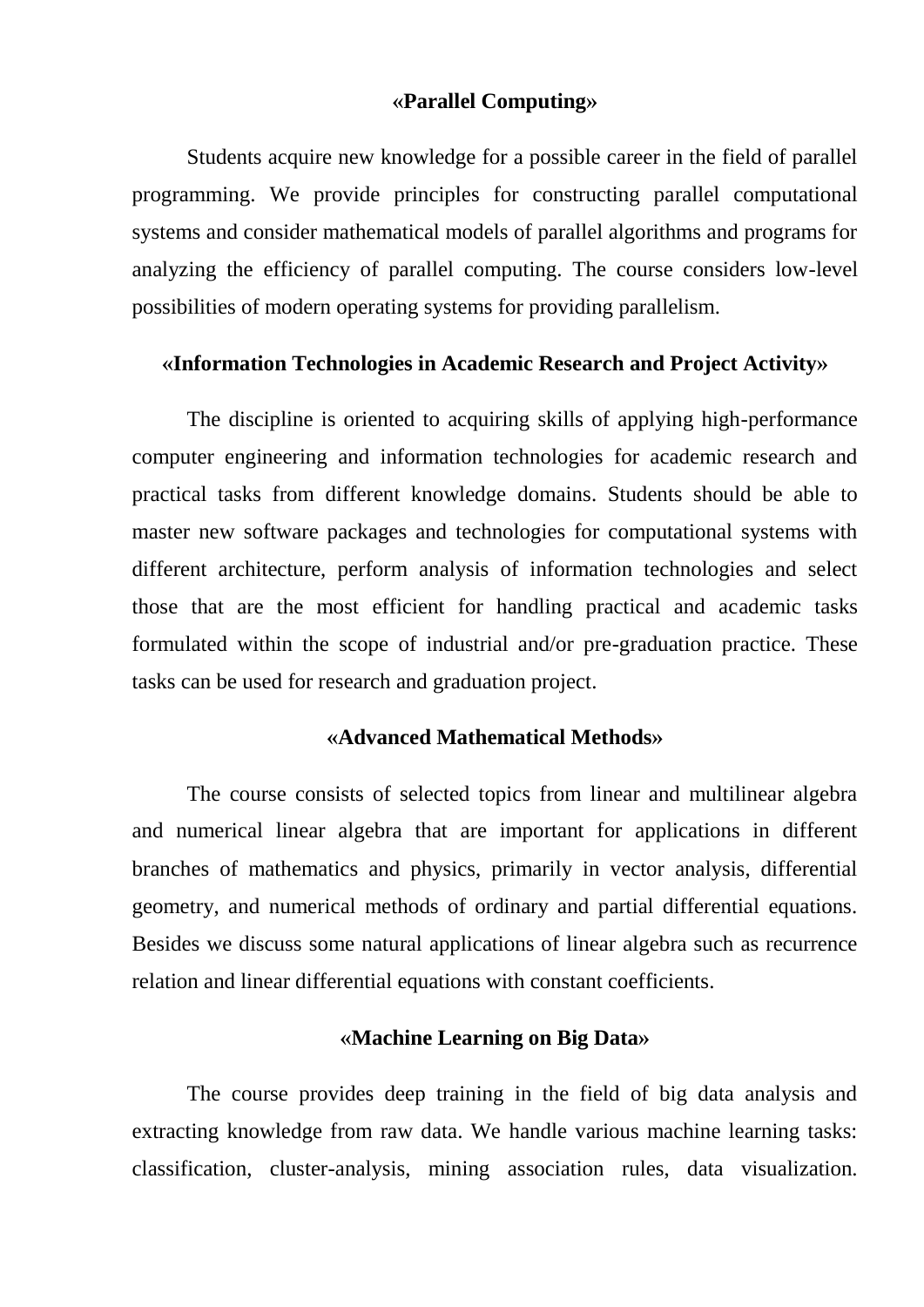### «Parallel Computing»

Students acquire new knowledge for a possible career in the field of parallel programming. We provide principles for constructing parallel computational systems and consider mathematical models of parallel algorithms and programs for analyzing the efficiency of parallel computing. The course considers low-level possibilities of modern operating systems for providing parallelism.

### «Information Technologies in Academic Research and Project Activity»

The discipline is oriented to acquiring skills of applying high-performance computer engineering and information technologies for academic research and practical tasks from different knowledge domains. Students should be able to master new software packages and technologies for computational systems with different architecture, perform analysis of information technologies and select those that are the most efficient for handling practical and academic tasks formulated within the scope of industrial and/or pre-graduation practice. These tasks can be used for research and graduation project.

### «Advanced Mathematical Methods»

The course consists of selected topics from linear and multilinear algebra and numerical linear algebra that are important for applications in different branches of mathematics and physics, primarily in vector analysis, differential geometry, and numerical methods of ordinary and partial differential equations. Besides we discuss some natural applications of linear algebra such as recurrence relation and linear differential equations with constant coefficients.

### «Machine Learning on Big Data»

The course provides deep training in the field of big data analysis and extracting knowledge from raw data. We handle various machine learning tasks: classification, cluster-analysis, mining association rules, data visualization.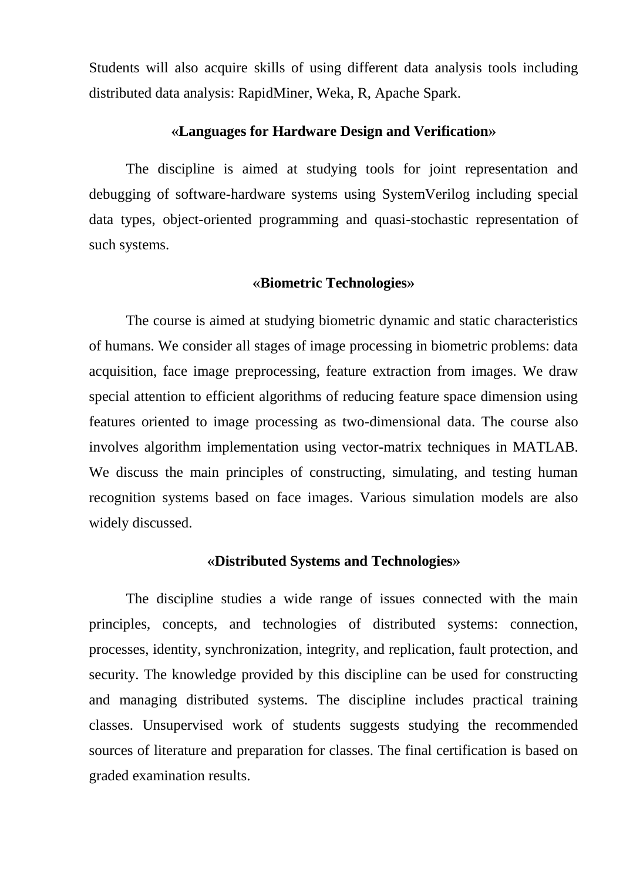Students will also acquire skills of using different data analysis tools including distributed data analysis: RapidMiner, Weka, R, Apache Spark.

### «Languages for Hardware Design and Verification»

The discipline is aimed at studying tools for joint representation and debugging of software-hardware systems using SystemVerilog including special data types, object-oriented programming and quasi-stochastic representation of such systems.

### «Biometric Technologies»

The course is aimed at studying biometric dynamic and static characteristics of humans. We consider all stages of image processing in biometric problems: data acquisition, face image preprocessing, feature extraction from images. We draw special attention to efficient algorithms of reducing feature space dimension using features oriented to image processing as two-dimensional data. The course also involves algorithm implementation using vector-matrix techniques in MATLAB. We discuss the main principles of constructing, simulating, and testing human recognition systems based on face images. Various simulation models are also widely discussed.

### «Distributed Systems and Technologies»

The discipline studies a wide range of issues connected with the main principles, concepts, and technologies of distributed systems: connection, processes, identity, synchronization, integrity, and replication, fault protection, and security. The knowledge provided by this discipline can be used for constructing and managing distributed systems. The discipline includes practical training classes. Unsupervised work of students suggests studying the recommended sources of literature and preparation for classes. The final certification is based on graded examination results.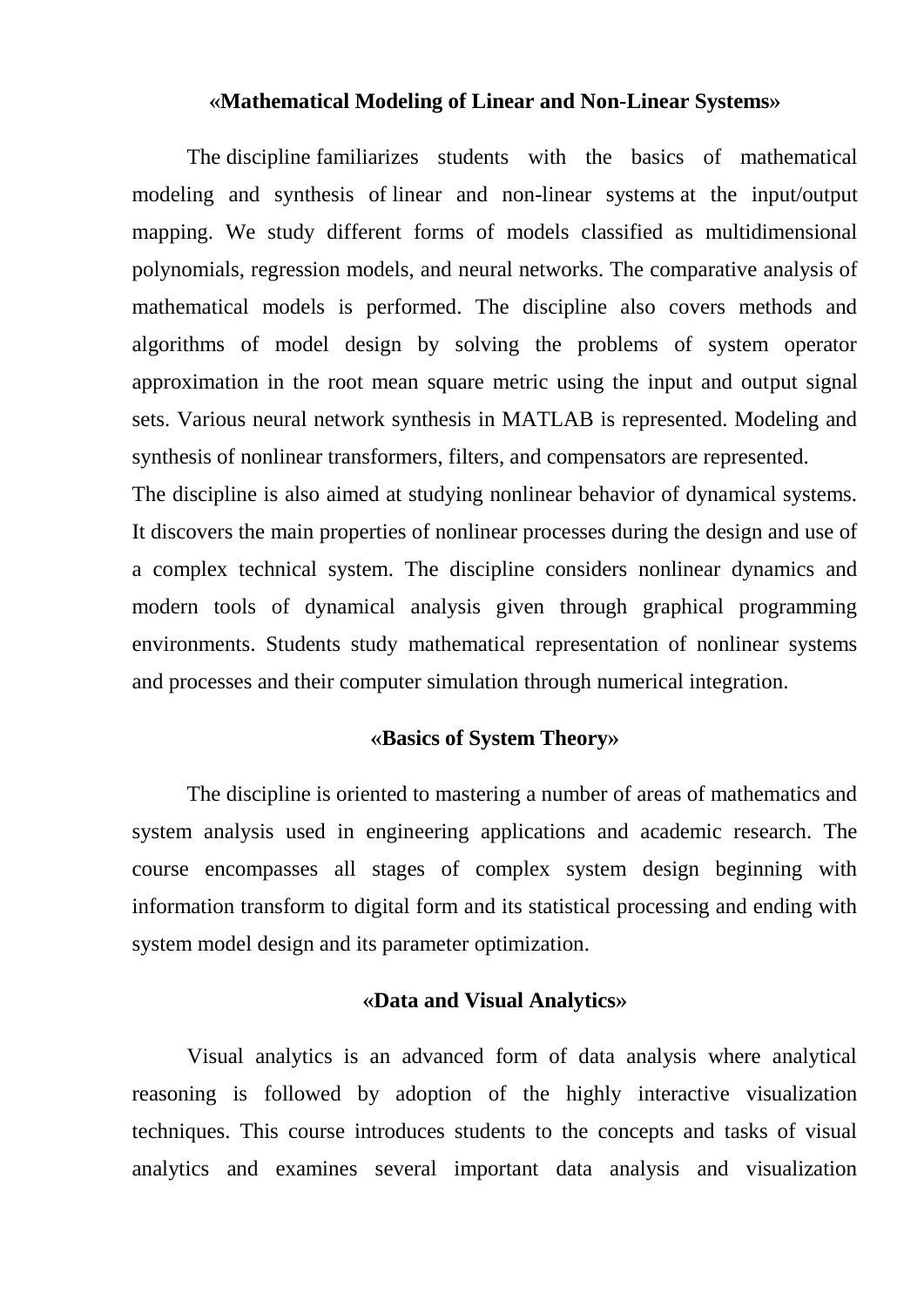**«Mathematical Modeling of Linear and Non-Linear Systems»**

The discipline familiarizes students with the basics of mathematical modeling and synthesis of linear and non-linear systems at the input/output mapping. We study different forms of models classified as multidimensional polynomials, regression models, and neural networks. The comparative analysis of mathematical models is performed. The discipline also covers methods and algorithms of model design by solving the problems of system operator approximation in the root mean square metric using the input and output signal sets. Various neural network synthesis in MATLAB is represented. Modeling and synthesis of nonlinear transformers, filters, and compensators are represented.

The discipline is also aimed at studying nonlinear behavior of dynamical systems. It discovers the main properties of nonlinear processes during the design and use of a complex technical system. The discipline considers nonlinear dynamics and modern tools of dynamical analysis given through graphical programming environments. Students study mathematical representation of nonlinear systems and processes and their computer simulation through numerical integration.

**«Basics of System Theory»**

The discipline is oriented to mastering a number of areas of mathematics and system analysis used in engineering applications and academic research. The course encompasses all stages of complex system design beginning with information transform to digital form and its statistical processing and ending with system model design and its parameter optimization.

**«Data and Visual Analytics»**

Visual analytics is an advanced form of data analysis where analytical reasoning is followed by adoption of the highly interactive visualization techniques. This course introduces students to the concepts and tasks of visual analytics and examines several important data analysis and visualization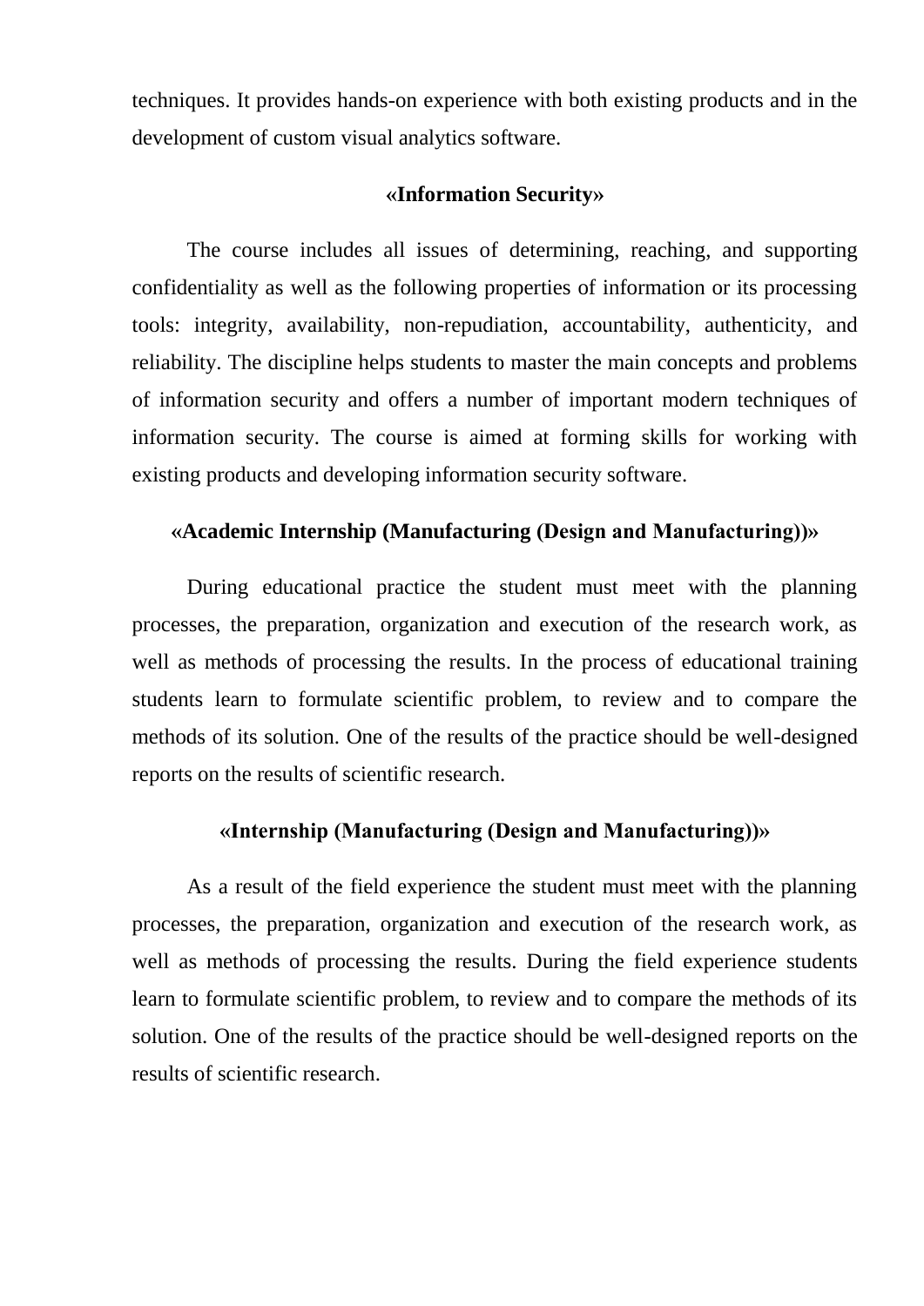techniques. It provides hands-on experience with both existing products and in the development of custom visual analytics software.

### «Information Security»

The course includes all issues of determining, reaching, and supporting confidentiality as well as the following properties of information or its processing tools: integrity, availability, non-repudiation, accountability, authenticity, and reliability. The discipline helps students to master the main concepts and problems of information security and offers a number of important modern techniques of information security. The course is aimed at forming skills for working with existing products and developing information security software.

### «Academic Internship (Manufacturing (Design and Manufacturing))»

During educational practice the student must meet with the planning processes, the preparation, organization and execution of the research work, as well as methods of processing the results. In the process of educational training students learn to formulate scientific problem, to review and to compare the methods of its solution. One of the results of the practice should be well-designed reports on the results of scientific research.

### «Internship (Manufacturing (Design and Manufacturing))»

As a result of the field experience the student must meet with the planning processes, the preparation, organization and execution of the research work, as well as methods of processing the results. During the field experience students learn to formulate scientific problem, to review and to compare the methods of its solution. One of the results of the practice should be well-designed reports on the results of scientific research.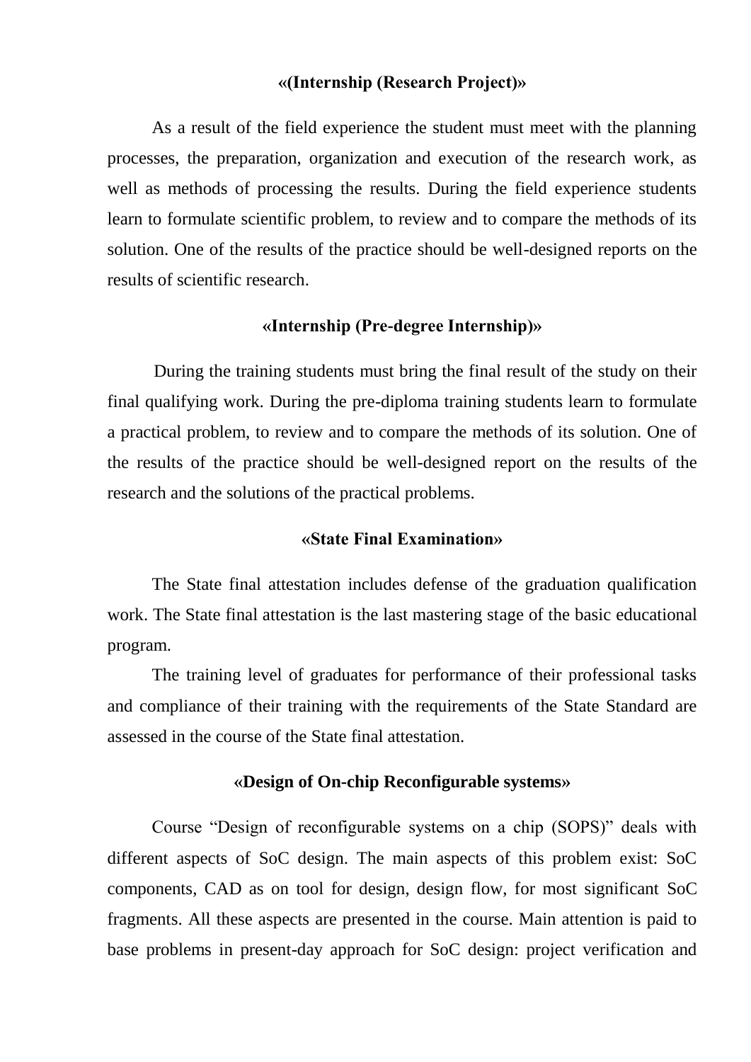**«(Internship (Research Project)»**

As a result of the field experience the student must meet with the planning processes, the preparation, organization and execution of the research work, as well as methods of processing the results. During the field experience students learn to formulate scientific problem, to review and to compare the methods of its solution. One of the results of the practice should be well-designed reports on the results of scientific research.

**«Internship (Pre-degree Internship)»**

During the training students must bring the final result of the study on their final qualifying work. During the pre-diploma training students learn to formulate a practical problem, to review and to compare the methods of its solution. One of the results of the practice should be well-designed report on the results of the research and the solutions of the practical problems.

**«State Final Examination»**

The State final attestation includes defense of the graduation qualification work. The State final attestation is the last mastering stage of the basic educational program.

The training level of graduates for performance of their professional tasks and compliance of their training with the requirements of the State Standard are assessed in the course of the State final attestation.

**«Design of On-chip Reconfigurable systems»**

Course “Design of reconfigurable systems on a chip (SOPS)” deals with different aspects of SoC design. The main aspects of this problem exist: SoC components, CAD as on tool for design, design flow, for most significant SoC fragments. All these aspects are presented in the course. Main attention is paid to base problems in present-day approach for SoC design: project verification and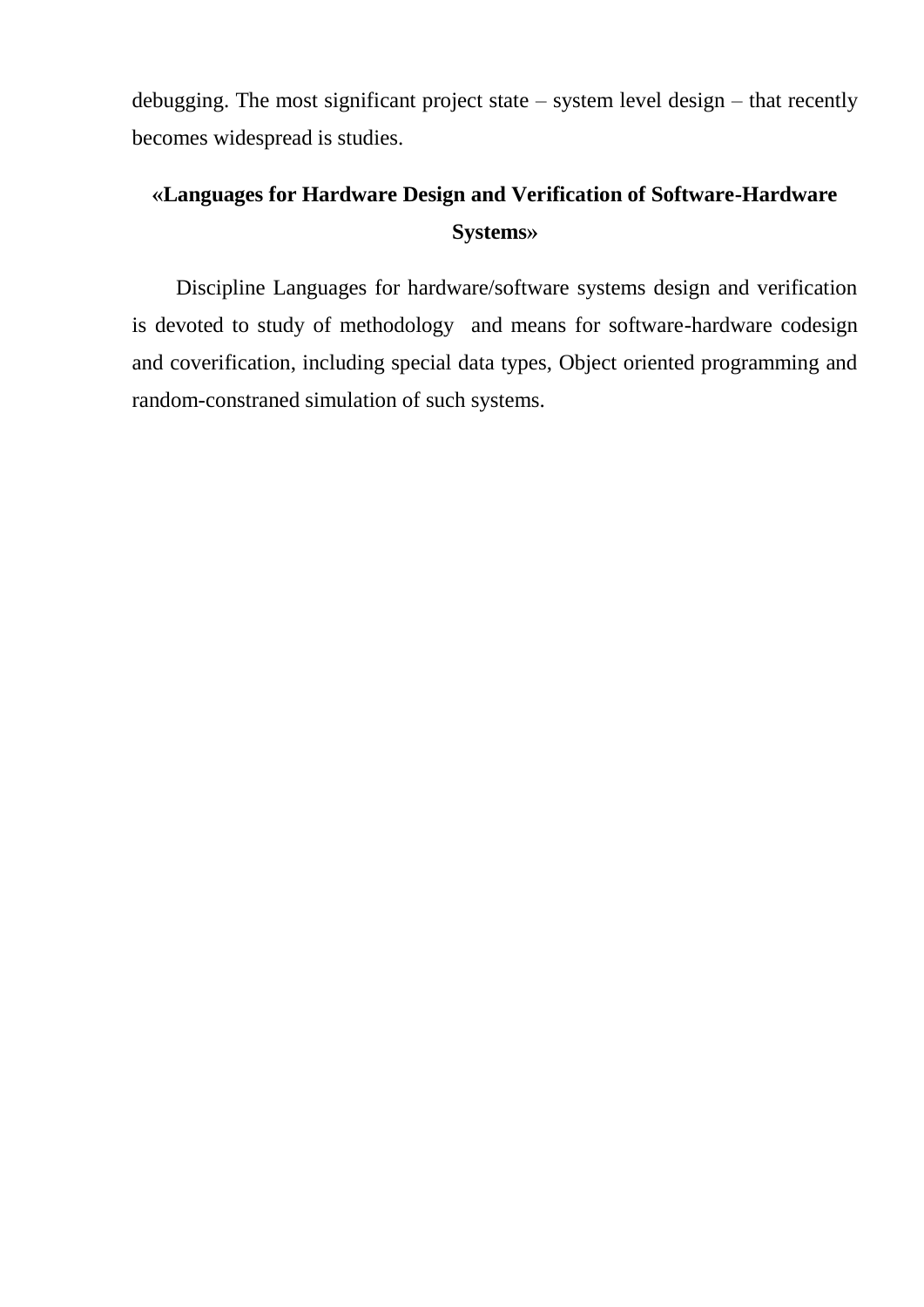debugging. The most significant project state – system level design – that recently becomes widespread is studies.

## «Languages for Hardware Design and Verification of Software-Hardware Systems»

Discipline Languages for hardware/software systems design and verification is devoted to study of methodology and means for software-hardware codesign and coverification, including special data types, Object oriented programming and random-constraned simulation of such systems.